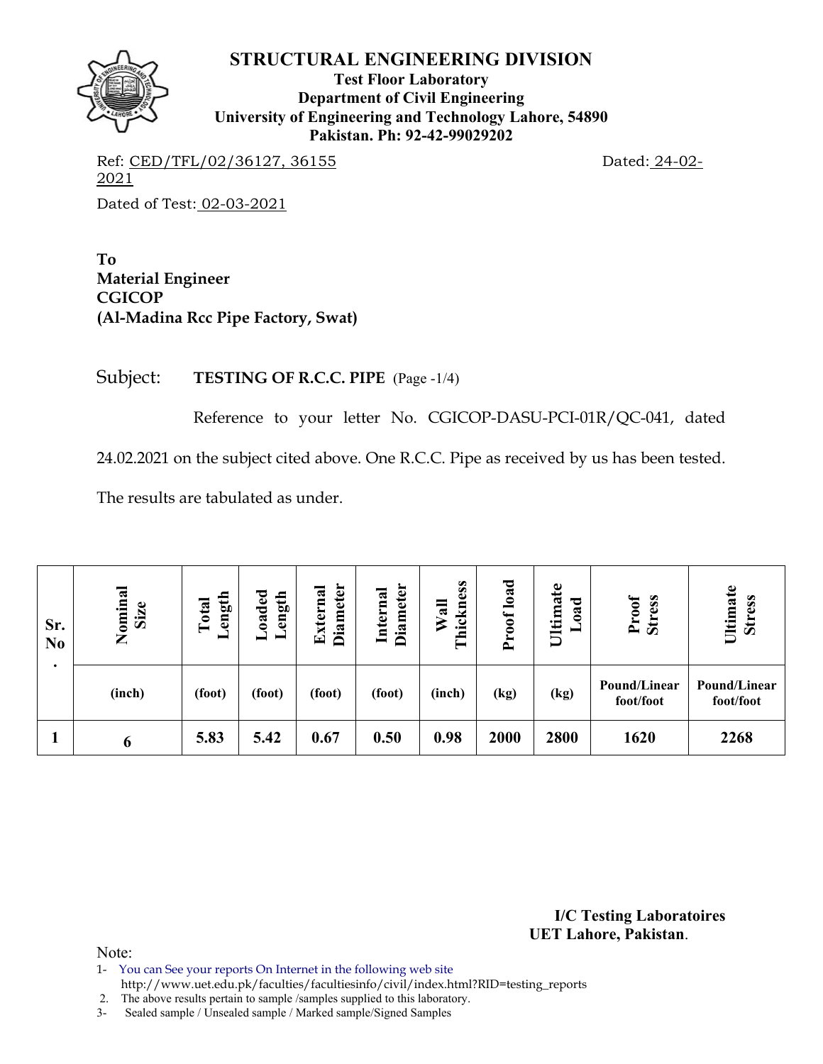# STRUCTURAL ENGINEERING DIVISION

**Test Floor Laboratory**
**Department of Civil Engineering**
**University of Engineering and Technology Lahore, 54890**
**Pakistan. Ph: 92-42-99029202**

Ref: CED/TFL/02/36127, 36155 Dated: 24-02-2021

Dated of Test: 02-03-2021

**To**
**Material Engineer**
**CGICOP**
**(Al-Madina Rcc Pipe Factory, Swat)**

Subject: **TESTING OF R.C.C. PIPE** (Page -1/4)

Reference to your letter No. CGICOP-DASU-PCI-01R/QC-041, dated 24.02.2021 on the subject cited above. One R.C.C. Pipe as received by us has been tested. The results are tabulated as under.

| Sr. No. | Nominal Size | Total Length | Loaded Length | External Diameter | Internal Diameter | Wall Thickness | Proof load | Ultimate Load | Proof Stress | Ultimate Stress |
|---|---|---|---|---|---|---|---|---|---|---|
| | (inch) | (foot) | (foot) | (foot) | (foot) | (inch) | (kg) | (kg) | Pound/Linear foot/foot | Pound/Linear foot/foot |
| **1** | **6** | **5.83** | **5.42** | **0.67** | **0.50** | **0.98** | **2000** | **2800** | **1620** | **2268** |

**I/C Testing Laboratoires**
**UET Lahore, Pakistan**.

Note:
1- You can See your reports On Internet in the following web site
http://www.uet.edu.pk/faculties/facultiesinfo/civil/index.html?RID=testing_reports
2. The above results pertain to sample /samples supplied to this laboratory.
3- Sealed sample / Unsealed sample / Marked sample/Signed Samples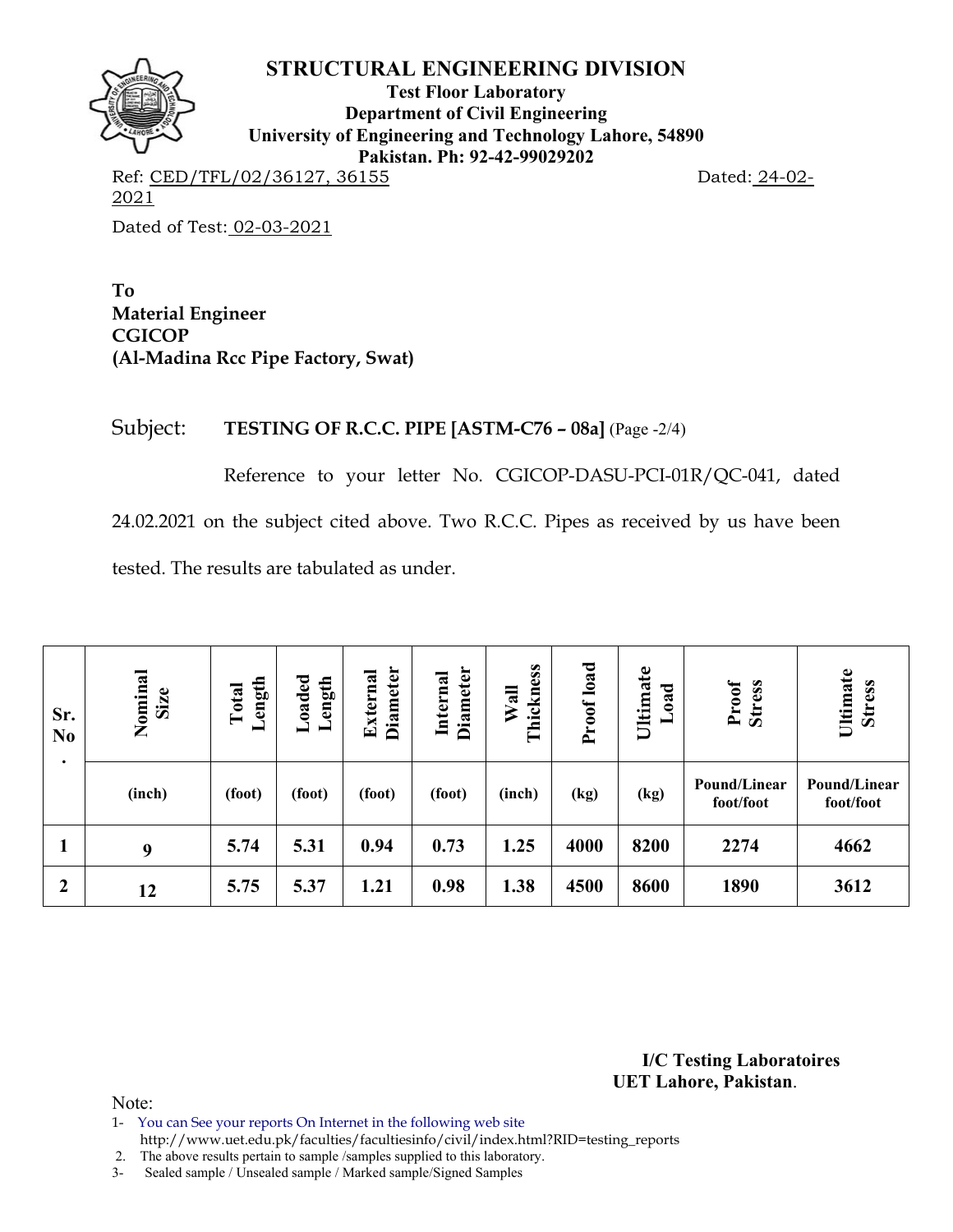# STRUCTURAL ENGINEERING DIVISION

**Test Floor Laboratory**
**Department of Civil Engineering**
**University of Engineering and Technology Lahore, 54890**
**Pakistan. Ph: 92-42-99029202**

Ref: CED/TFL/02/36127, 36155 Dated: 24-02-2021

Dated of Test: 02-03-2021

**To**
**Material Engineer**
**CGICOP**
**(Al-Madina Rcc Pipe Factory, Swat)**

Subject: **TESTING OF R.C.C. PIPE [ASTM-C76 – 08a]** (Page -2/4)

Reference to your letter No. CGICOP-DASU-PCI-01R/QC-041, dated 24.02.2021 on the subject cited above. Two R.C.C. Pipes as received by us have been tested. The results are tabulated as under.

| Sr. No. | Nominal Size | Total Length | Loaded Length | External Diameter | Internal Diameter | Wall Thickness | Proof load | Ultimate Load | Proof Stress | Ultimate Stress |
|---|---|---|---|---|---|---|---|---|---|---|
| | (inch) | (foot) | (foot) | (foot) | (foot) | (inch) | (kg) | (kg) | Pound/Linear foot/foot | Pound/Linear foot/foot |
| 1 | 9 | 5.74 | 5.31 | 0.94 | 0.73 | 1.25 | 4000 | 8200 | 2274 | 4662 |
| 2 | 12 | 5.75 | 5.37 | 1.21 | 0.98 | 1.38 | 4500 | 8600 | 1890 | 3612 |

**I/C Testing Laboratoires**
**UET Lahore, Pakistan**.

Note:

1- You can See your reports On Internet in the following web site http://www.uet.edu.pk/faculties/facultiesinfo/civil/index.html?RID=testing_reports
2. The above results pertain to sample /samples supplied to this laboratory.
3- Sealed sample / Unsealed sample / Marked sample/Signed Samples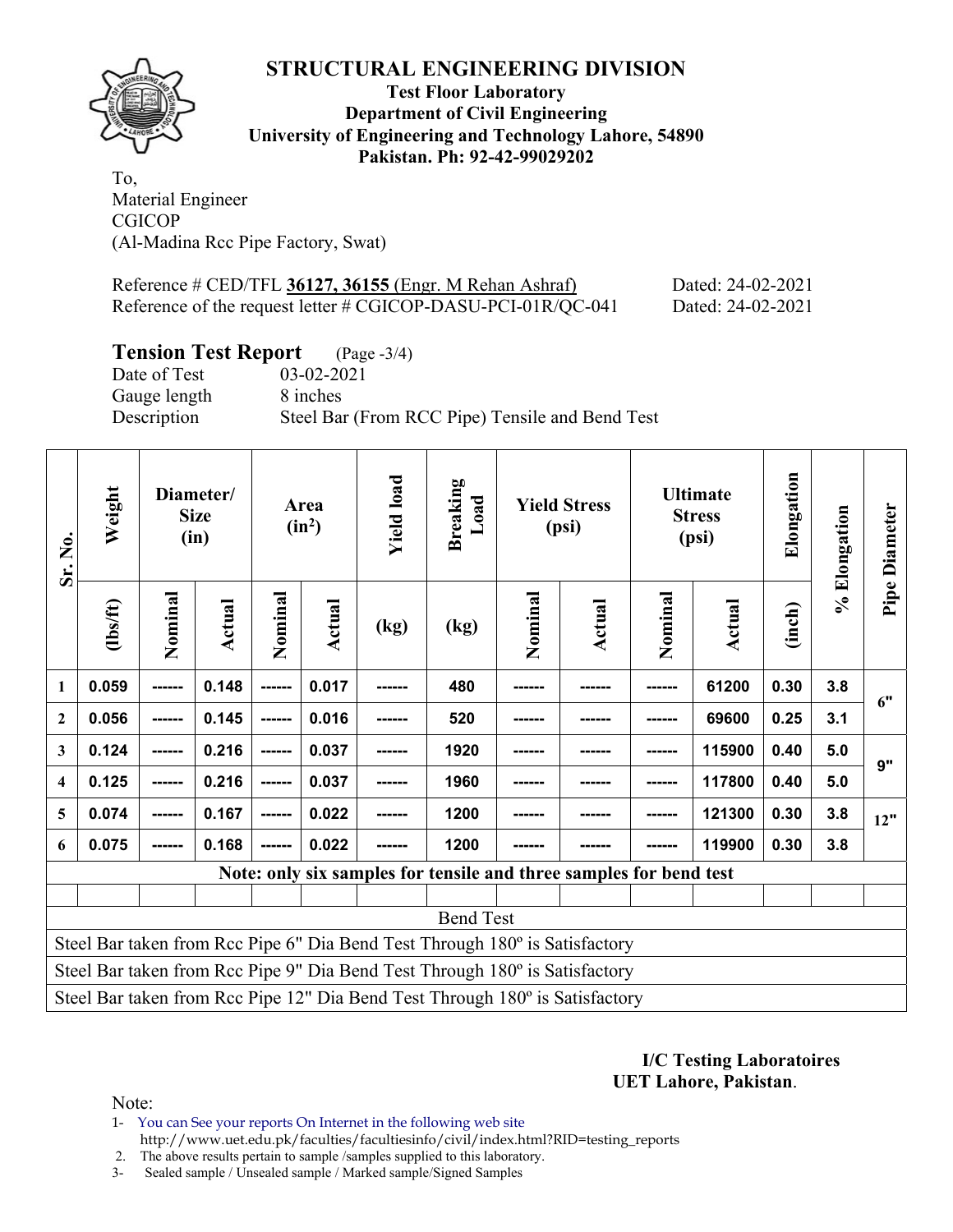# STRUCTURAL ENGINEERING DIVISION

**Test Floor Laboratory**
**Department of Civil Engineering**
**University of Engineering and Technology Lahore, 54890**
**Pakistan. Ph: 92-42-99029202**

To,
Material Engineer
CGICOP
(Al-Madina Rcc Pipe Factory, Swat)

Reference # CED/TFL **36127, 36155** (Engr. M Rehan Ashraf) Dated: 24-02-2021
Reference of the request letter # CGICOP-DASU-PCI-01R/QC-041 Dated: 24-02-2021

## Tension Test Report (Page -3/4)

Date of Test 03-02-2021
Gauge length 8 inches
Description Steel Bar (From RCC Pipe) Tensile and Bend Test

| Sr. No. | Weight | Diameter/ Size (in) | | Area ($in^2$) | | Yield load | Breaking Load | Yield Stress (psi) | | Ultimate Stress (psi) | | Elongation | % Elongation | Pipe Diameter |
|---|---|---|---|---|---|---|---|---|---|---|---|---|---|---|
| | (lbs/ft) | Nominal | Actual | Nominal | Actual | (kg) | (kg) | Nominal | Actual | Nominal | Actual | (inch) | | |
| 1 | 0.059 | ------ | 0.148 | ------ | 0.017 | ------ | 480 | ------ | ------ | ------ | 61200 | 0.30 | 3.8 | 6" |
| 2 | 0.056 | ------ | 0.145 | ------ | 0.016 | ------ | 520 | ------ | ------ | ------ | 69600 | 0.25 | 3.1 | |
| 3 | 0.124 | ------ | 0.216 | ------ | 0.037 | ------ | 1920 | ------ | ------ | ------ | 115900 | 0.40 | 5.0 | 9" |
| 4 | 0.125 | ------ | 0.216 | ------ | 0.037 | ------ | 1960 | ------ | ------ | ------ | 117800 | 0.40 | 5.0 | |
| 5 | 0.074 | ------ | 0.167 | ------ | 0.022 | ------ | 1200 | ------ | ------ | ------ | 121300 | 0.30 | 3.8 | 12" |
| 6 | 0.075 | ------ | 0.168 | ------ | 0.022 | ------ | 1200 | ------ | ------ | ------ | 119900 | 0.30 | 3.8 | |
| **Note: only six samples for tensile and three samples for bend test** | | | | | | | | | | | | | | |
| | | | | | | | | | | | | | | |
| Bend Test | | | | | | | | | | | | | | |
| Steel Bar taken from Rcc Pipe 6" Dia Bend Test Through 180º is Satisfactory | | | | | | | | | | | | | | |
| Steel Bar taken from Rcc Pipe 9" Dia Bend Test Through 180º is Satisfactory | | | | | | | | | | | | | | |
| Steel Bar taken from Rcc Pipe 12" Dia Bend Test Through 180º is Satisfactory | | | | | | | | | | | | | | |

**I/C Testing Laboratoires**
**UET Lahore, Pakistan**.

Note:
1- You can See your reports On Internet in the following web site
http://www.uet.edu.pk/faculties/facultiesinfo/civil/index.html?RID=testing_reports
2. The above results pertain to sample /samples supplied to this laboratory.
3- Sealed sample / Unsealed sample / Marked sample/Signed Samples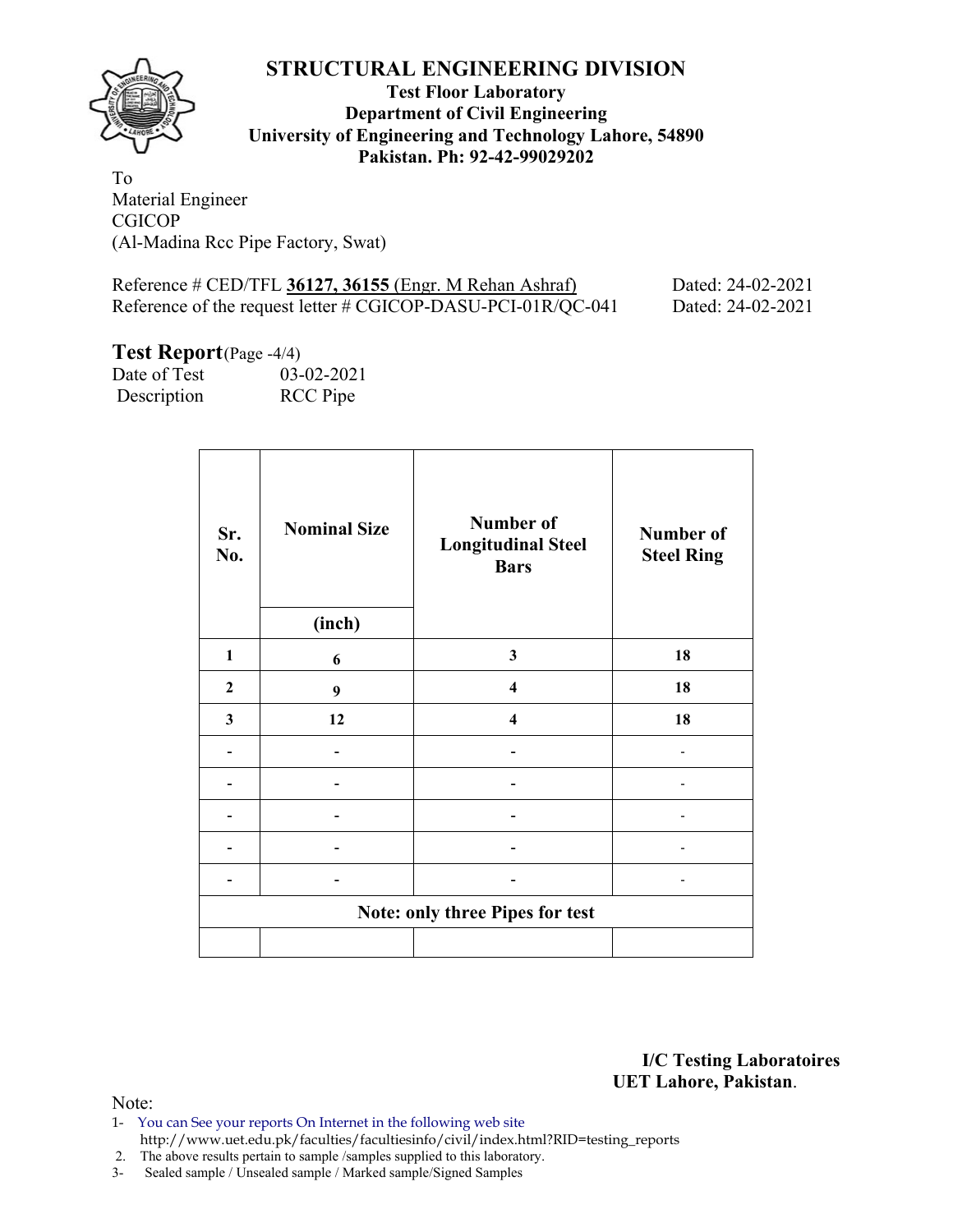# STRUCTURAL ENGINEERING DIVISION

**Test Floor Laboratory**
**Department of Civil Engineering**
**University of Engineering and Technology Lahore, 54890**
**Pakistan. Ph: 92-42-99029202**

To
Material Engineer
CGICOP
(Al-Madina Rcc Pipe Factory, Swat)

Reference # CED/TFL **36127, 36155** (Engr. M Rehan Ashraf) Dated: 24-02-2021
Reference of the request letter # CGICOP-DASU-PCI-01R/QC-041 Dated: 24-02-2021

**Test Report**(Page -4/4)
Date of Test 03-02-2021
Description RCC Pipe

| Sr. No. | Nominal Size (inch) | Number of Longitudinal Steel Bars | Number of Steel Ring |
|---|---|---|---|
| 1 | 6 | 3 | 18 |
| 2 | 9 | 4 | 18 |
| 3 | 12 | 4 | 18 |
| - | - | - | - |
| - | - | - | - |
| - | - | - | - |
| - | - | - | - |
| - | - | - | - |
| **Note: only three Pipes for test** | | | |
| | | | |

**I/C Testing Laboratoires**
**UET Lahore, Pakistan**.

Note:
1- You can See your reports On Internet in the following web site
http://www.uet.edu.pk/faculties/facultiesinfo/civil/index.html?RID=testing_reports
2. The above results pertain to sample /samples supplied to this laboratory.
3- Sealed sample / Unsealed sample / Marked sample/Signed Samples